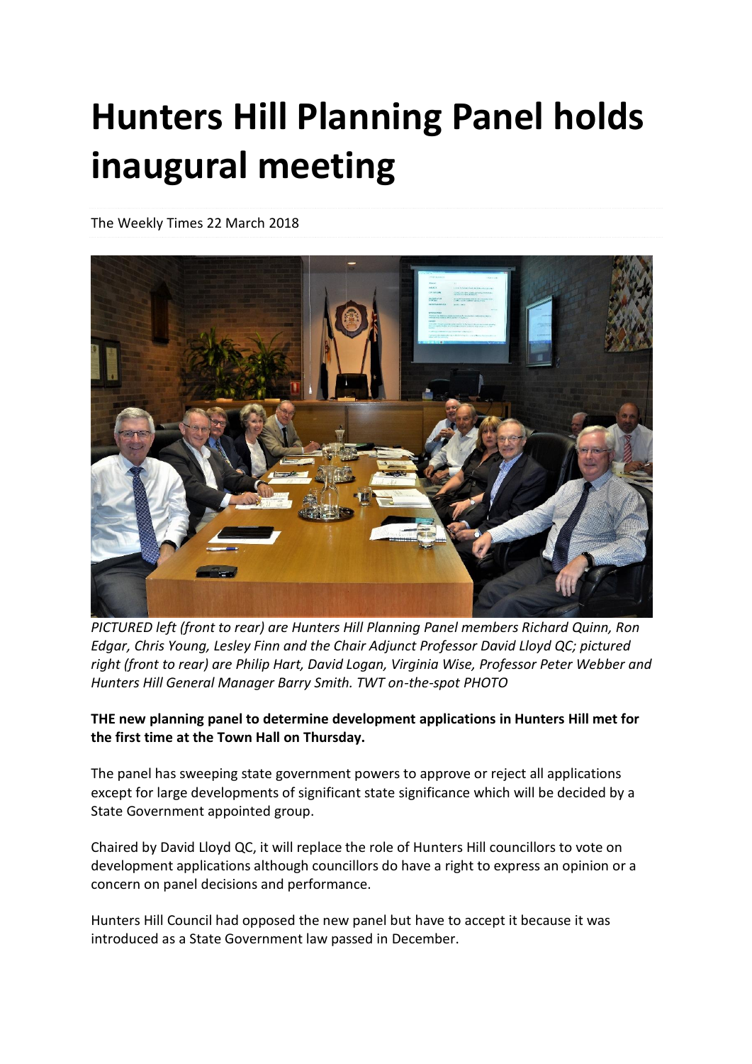# Hunters Hill Planning Panel holds inaugural meeting

The Weekly Times 22 March 2018

*PICTURED left (front to rear) are Hunters Hill Planning Panel members Richard Quinn, Ron Edgar, Chris Young, Lesley Finn and the Chair Adjunct Professor David Lloyd QC; pictured right (front to rear) are Philip Hart, David Logan, Virginia Wise, Professor Peter Webber and Hunters Hill General Manager Barry Smith. TWT on-the-spot PHOTO*

**THE new planning panel to determine development applications in Hunters Hill met for the first time at the Town Hall on Thursday.**

The panel has sweeping state government powers to approve or reject all applications except for large developments of significant state significance which will be decided by a State Government appointed group.

Chaired by David Lloyd QC, it will replace the role of Hunters Hill councillors to vote on development applications although councillors do have a right to express an opinion or a concern on panel decisions and performance.

Hunters Hill Council had opposed the new panel but have to accept it because it was introduced as a State Government law passed in December.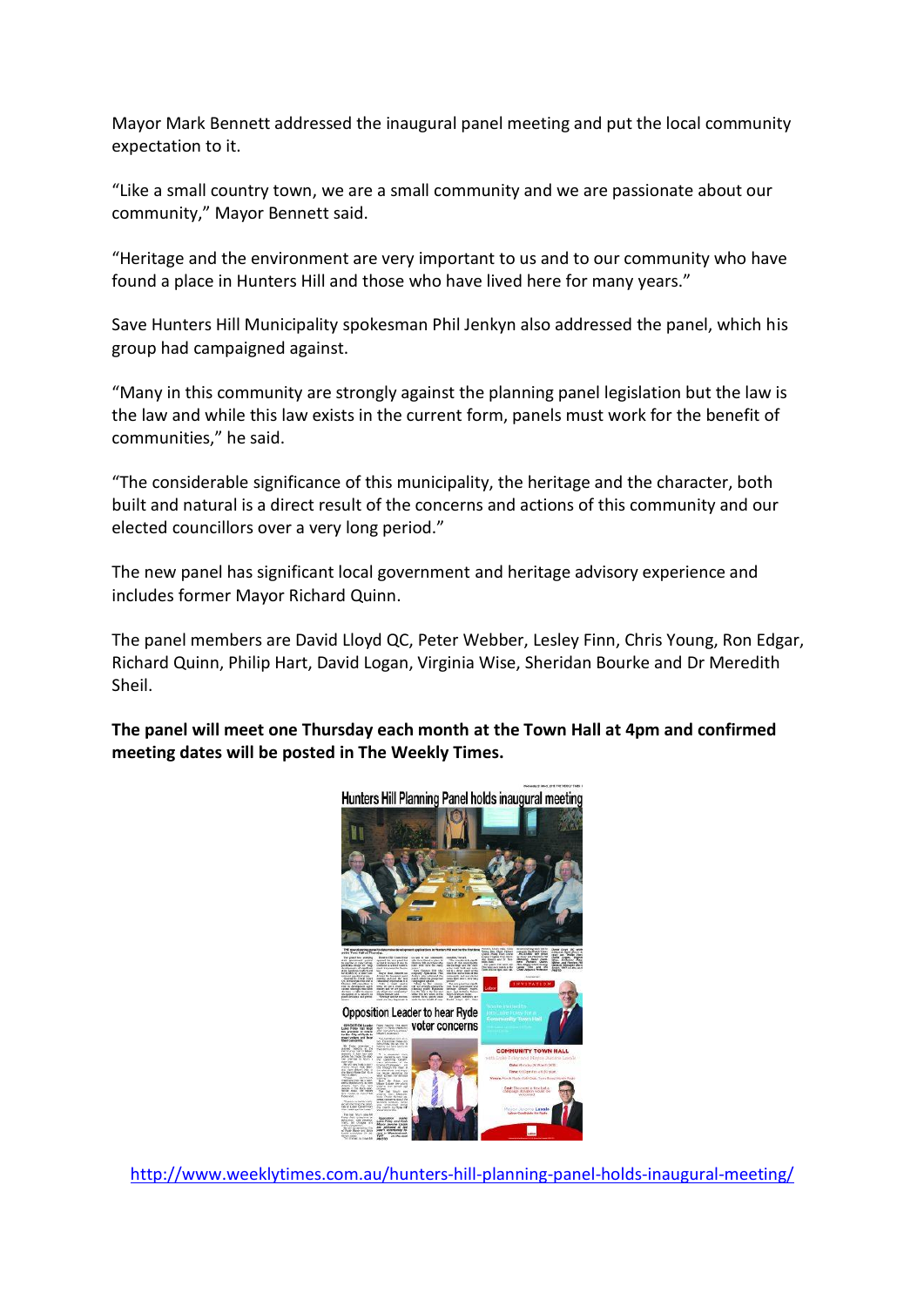Mayor Mark Bennett addressed the inaugural panel meeting and put the local community expectation to it.

"Like a small country town, we are a small community and we are passionate about our community," Mayor Bennett said.

"Heritage and the environment are very important to us and to our community who have found a place in Hunters Hill and those who have lived here for many years."

Save Hunters Hill Municipality spokesman Phil Jenkyn also addressed the panel, which his group had campaigned against.

"Many in this community are strongly against the planning panel legislation but the law is the law and while this law exists in the current form, panels must work for the benefit of communities," he said.

"The considerable significance of this municipality, the heritage and the character, both built and natural is a direct result of the concerns and actions of this community and our elected councillors over a very long period."

The new panel has significant local government and heritage advisory experience and includes former Mayor Richard Quinn.

The panel members are David Lloyd QC, Peter Webber, Lesley Finn, Chris Young, Ron Edgar, Richard Quinn, Philip Hart, David Logan, Virginia Wise, Sheridan Bourke and Dr Meredith Sheil.

**The panel will meet one Thursday each month at the Town Hall at 4pm and confirmed meeting dates will be posted in The Weekly Times.**

Hunters Hill Planning Panel holds inaugural meeting

Opposition Leader to hear Ryde voter concerns

http://www.weeklytimes.com.au/hunters-hill-planning-panel-holds-inaugural-meeting/